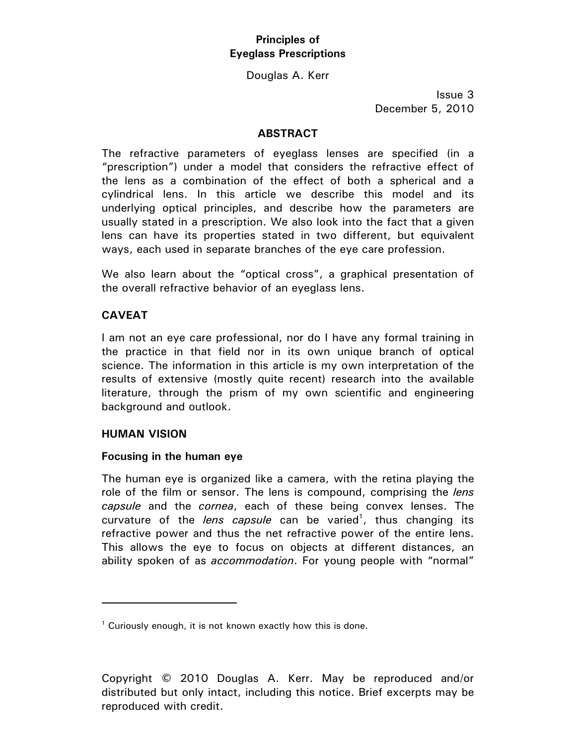# Principles of Eyeglass Prescriptions

Douglas A. Kerr

Issue 3
December 5, 2010

## ABSTRACT

The refractive parameters of eyeglass lenses are specified (in a "prescription") under a model that considers the refractive effect of the lens as a combination of the effect of both a spherical and a cylindrical lens. In this article we describe this model and its underlying optical principles, and describe how the parameters are usually stated in a prescription. We also look into the fact that a given lens can have its properties stated in two different, but equivalent ways, each used in separate branches of the eye care profession.

We also learn about the "optical cross", a graphical presentation of the overall refractive behavior of an eyeglass lens.

## CAVEAT

I am not an eye care professional, nor do I have any formal training in the practice in that field nor in its own unique branch of optical science. The information in this article is my own interpretation of the results of extensive (mostly quite recent) research into the available literature, through the prism of my own scientific and engineering background and outlook.

## HUMAN VISION

### Focusing in the human eye

The human eye is organized like a camera, with the retina playing the role of the film or sensor. The lens is compound, comprising the *lens capsule* and the *cornea*, each of these being convex lenses. The curvature of the *lens capsule* can be varied[1], thus changing its refractive power and thus the net refractive power of the entire lens. This allows the eye to focus on objects at different distances, an ability spoken of as *accommodation*. For young people with "normal"

[1] Curiously enough, it is not known exactly how this is done.

Copyright © 2010 Douglas A. Kerr. May be reproduced and/or distributed but only intact, including this notice. Brief excerpts may be reproduced with credit.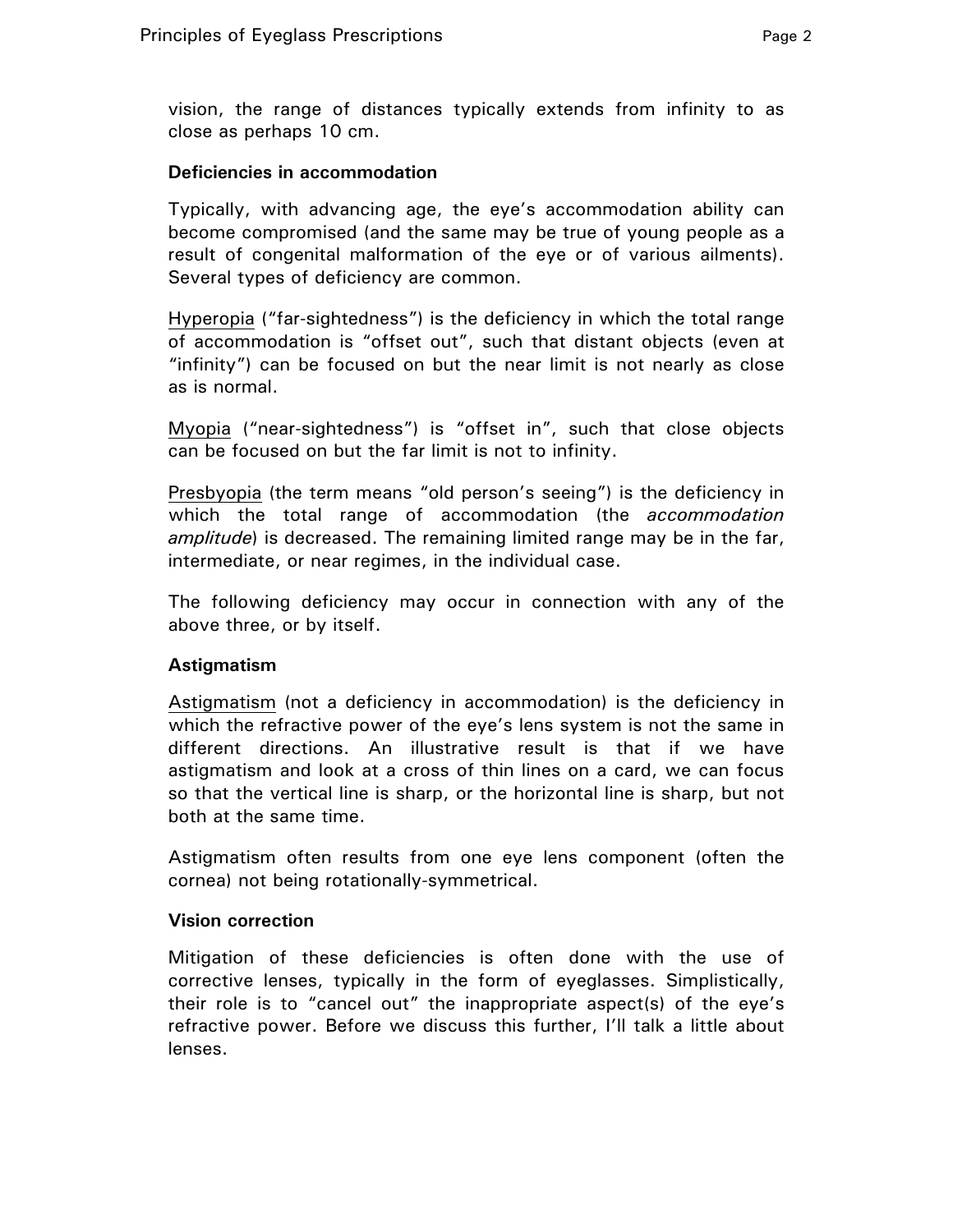vision, the range of distances typically extends from infinity to as close as perhaps 10 cm.

### Deficiencies in accommodation

Typically, with advancing age, the eye's accommodation ability can become compromised (and the same may be true of young people as a result of congenital malformation of the eye or of various ailments). Several types of deficiency are common.

Hyperopia ("far-sightedness") is the deficiency in which the total range of accommodation is "offset out", such that distant objects (even at "infinity") can be focused on but the near limit is not nearly as close as is normal.

Myopia ("near-sightedness") is "offset in", such that close objects can be focused on but the far limit is not to infinity.

Presbyopia (the term means "old person's seeing") is the deficiency in which the total range of accommodation (the *accommodation amplitude*) is decreased. The remaining limited range may be in the far, intermediate, or near regimes, in the individual case.

The following deficiency may occur in connection with any of the above three, or by itself.

### Astigmatism

Astigmatism (not a deficiency in accommodation) is the deficiency in which the refractive power of the eye's lens system is not the same in different directions. An illustrative result is that if we have astigmatism and look at a cross of thin lines on a card, we can focus so that the vertical line is sharp, or the horizontal line is sharp, but not both at the same time.

Astigmatism often results from one eye lens component (often the cornea) not being rotationally-symmetrical.

### Vision correction

Mitigation of these deficiencies is often done with the use of corrective lenses, typically in the form of eyeglasses. Simplistically, their role is to "cancel out" the inappropriate aspect(s) of the eye's refractive power. Before we discuss this further, I'll talk a little about lenses.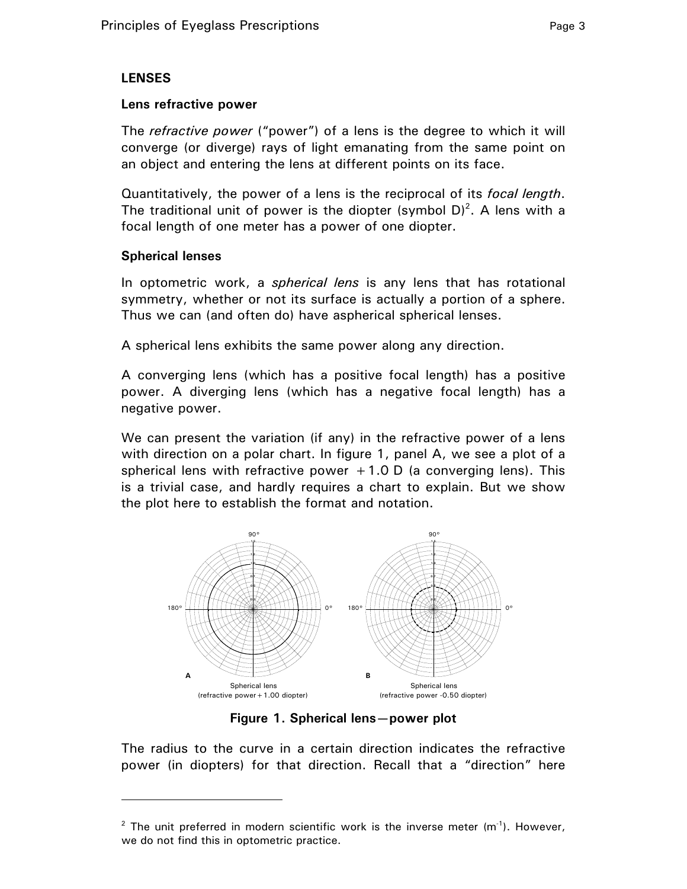## LENSES

### Lens refractive power

The *refractive power* ("power") of a lens is the degree to which it will converge (or diverge) rays of light emanating from the same point on an object and entering the lens at different points on its face.

Quantitatively, the power of a lens is the reciprocal of its *focal length*. The traditional unit of power is the diopter (symbol D)[2]. A lens with a focal length of one meter has a power of one diopter.

### Spherical lenses

In optometric work, a *spherical lens* is any lens that has rotational symmetry, whether or not its surface is actually a portion of a sphere. Thus we can (and often do) have aspherical spherical lenses.

A spherical lens exhibits the same power along any direction.

A converging lens (which has a positive focal length) has a positive power. A diverging lens (which has a negative focal length) has a negative power.

We can present the variation (if any) in the refractive power of a lens with direction on a polar chart. In figure 1, panel A, we see a plot of a spherical lens with refractive power +1.0 D (a converging lens). This is a trivial case, and hardly requires a chart to explain. But we show the plot here to establish the format and notation.

90°
180°
0°
A
Spherical lens
(refractive power +1.00 diopter)

90°
180°
0°
B
Spherical lens
(refractive power -0.50 diopter)

**Figure 1. Spherical lens—power plot**

The radius to the curve in a certain direction indicates the refractive power (in diopters) for that direction. Recall that a "direction" here

[2] The unit preferred in modern scientific work is the inverse meter ($m^{-1}$). However, we do not find this in optometric practice.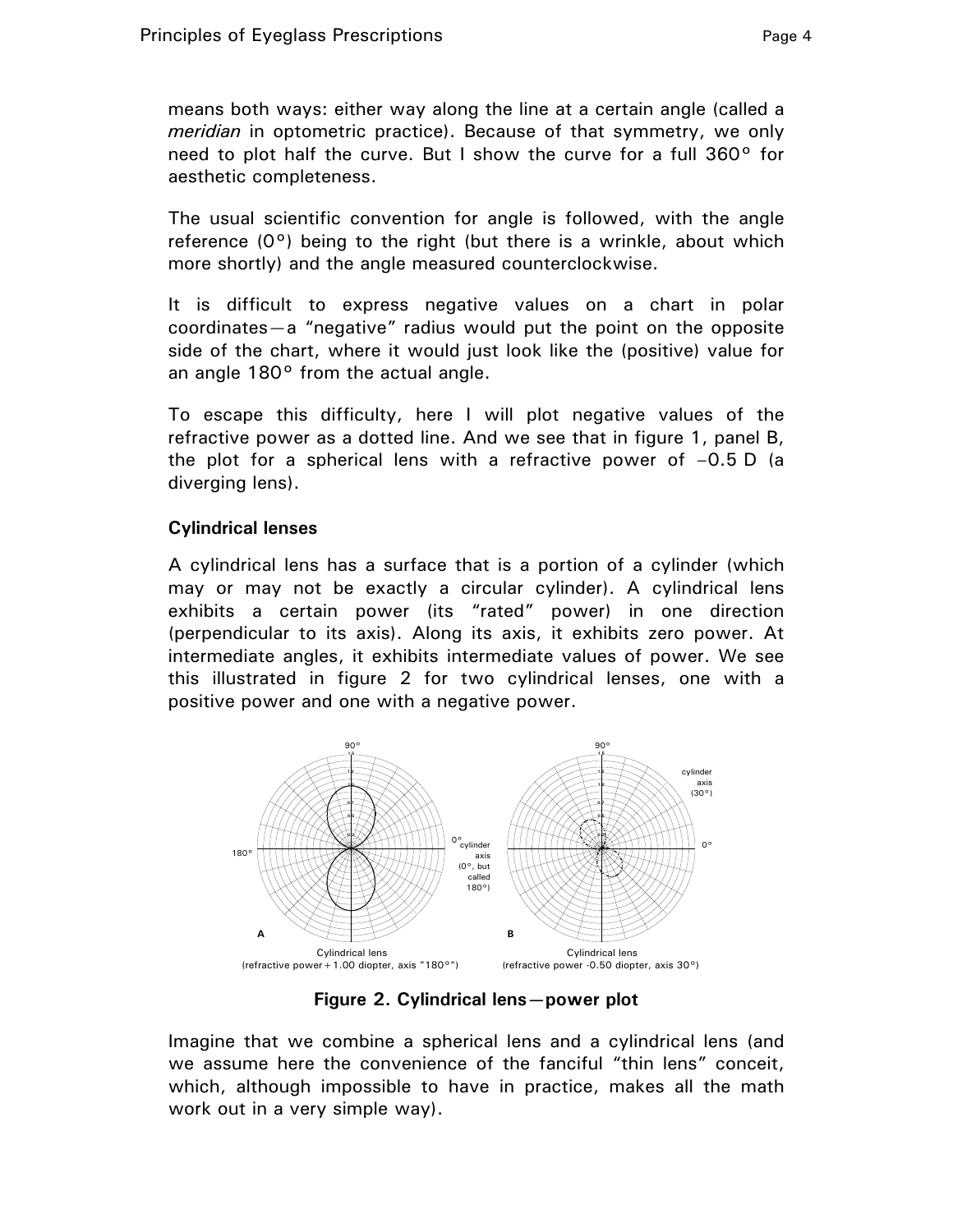means both ways: either way along the line at a certain angle (called a *meridian* in optometric practice). Because of that symmetry, we only need to plot half the curve. But I show the curve for a full 360° for aesthetic completeness.

The usual scientific convention for angle is followed, with the angle reference (0°) being to the right (but there is a wrinkle, about which more shortly) and the angle measured counterclockwise.

It is difficult to express negative values on a chart in polar coordinates—a "negative" radius would put the point on the opposite side of the chart, where it would just look like the (positive) value for an angle 180° from the actual angle.

To escape this difficulty, here I will plot negative values of the refractive power as a dotted line. And we see that in figure 1, panel B, the plot for a spherical lens with a refractive power of −0.5 D (a diverging lens).

**Cylindrical lenses**

A cylindrical lens has a surface that is a portion of a cylinder (which may or may not be exactly a circular cylinder). A cylindrical lens exhibits a certain power (its "rated" power) in one direction (perpendicular to its axis). Along its axis, it exhibits zero power. At intermediate angles, it exhibits intermediate values of power. We see this illustrated in figure 2 for two cylindrical lenses, one with a positive power and one with a negative power.

90°
180°
0°
cylinder axis (0°, but called 180°)
A
Cylindrical lens (refractive power +1.00 diopter, axis "180°")

90°
0°
cylinder axis (30°)
B
Cylindrical lens (refractive power -0.50 diopter, axis 30°)

**Figure 2. Cylindrical lens—power plot**

Imagine that we combine a spherical lens and a cylindrical lens (and we assume here the convenience of the fanciful "thin lens" conceit, which, although impossible to have in practice, makes all the math work out in a very simple way).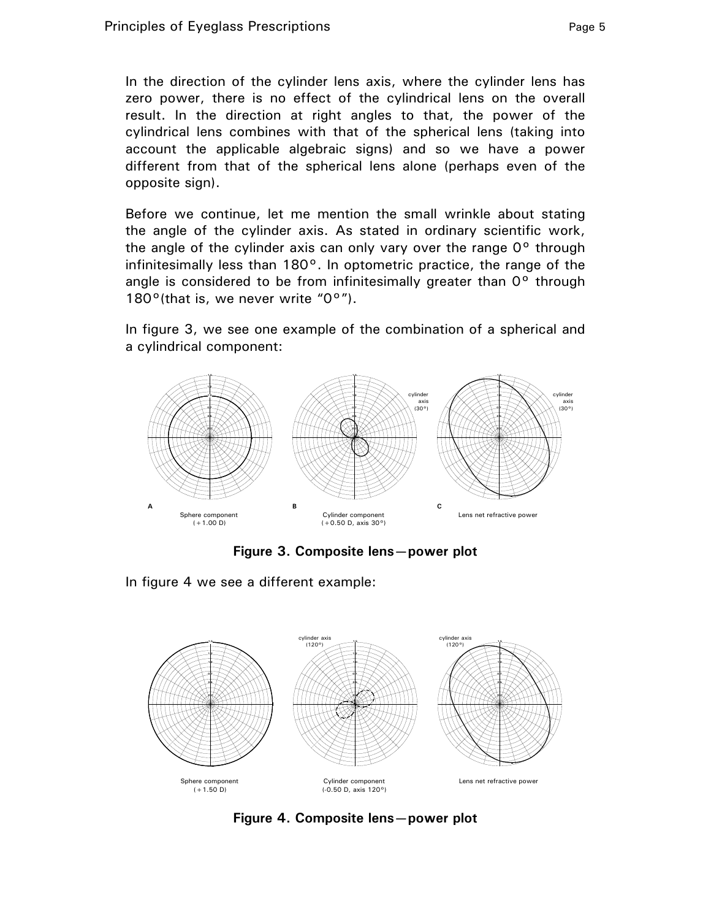In the direction of the cylinder lens axis, where the cylinder lens has zero power, there is no effect of the cylindrical lens on the overall result. In the direction at right angles to that, the power of the cylindrical lens combines with that of the spherical lens (taking into account the applicable algebraic signs) and so we have a power different from that of the spherical lens alone (perhaps even of the opposite sign).

Before we continue, let me mention the small wrinkle about stating the angle of the cylinder axis. As stated in ordinary scientific work, the angle of the cylinder axis can only vary over the range 0° through infinitesimally less than 180°. In optometric practice, the range of the angle is considered to be from infinitesimally greater than 0° through 180°(that is, we never write "0°").

In figure 3, we see one example of the combination of a spherical and a cylindrical component:

A
Sphere component
(+1.00 D)

B
cylinder axis (30°)
Cylinder component
(+0.50 D, axis 30°)

C
cylinder axis (30°)
Lens net refractive power

**Figure 3. Composite lens—power plot**

In figure 4 we see a different example:

Sphere component
(+1.50 D)

cylinder axis (120°)
Cylinder component
(-0.50 D, axis 120°)

cylinder axis (120°)
Lens net refractive power

**Figure 4. Composite lens—power plot**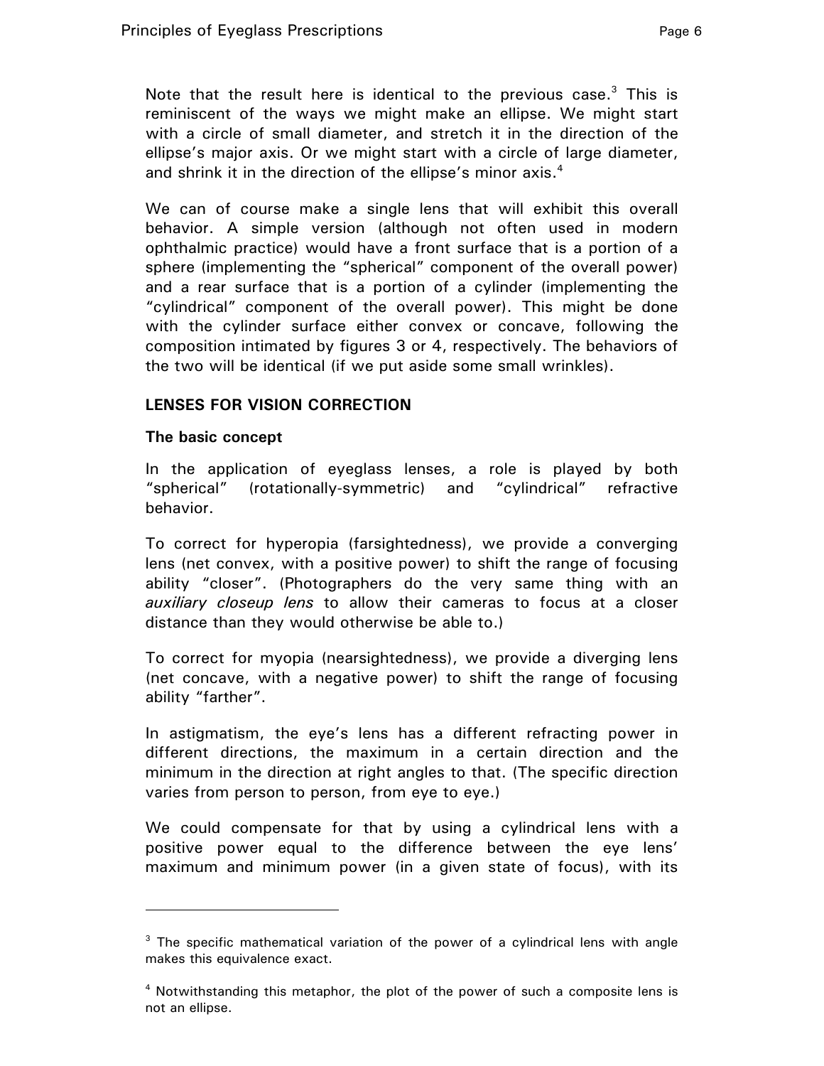Note that the result here is identical to the previous case.[3] This is reminiscent of the ways we might make an ellipse. We might start with a circle of small diameter, and stretch it in the direction of the ellipse's major axis. Or we might start with a circle of large diameter, and shrink it in the direction of the ellipse's minor axis.[4]

We can of course make a single lens that will exhibit this overall behavior. A simple version (although not often used in modern ophthalmic practice) would have a front surface that is a portion of a sphere (implementing the "spherical" component of the overall power) and a rear surface that is a portion of a cylinder (implementing the "cylindrical" component of the overall power). This might be done with the cylinder surface either convex or concave, following the composition intimated by figures 3 or 4, respectively. The behaviors of the two will be identical (if we put aside some small wrinkles).

## LENSES FOR VISION CORRECTION

### The basic concept

In the application of eyeglass lenses, a role is played by both "spherical" (rotationally-symmetric) and "cylindrical" refractive behavior.

To correct for hyperopia (farsightedness), we provide a converging lens (net convex, with a positive power) to shift the range of focusing ability "closer". (Photographers do the very same thing with an *auxiliary closeup lens* to allow their cameras to focus at a closer distance than they would otherwise be able to.)

To correct for myopia (nearsightedness), we provide a diverging lens (net concave, with a negative power) to shift the range of focusing ability "farther".

In astigmatism, the eye's lens has a different refracting power in different directions, the maximum in a certain direction and the minimum in the direction at right angles to that. (The specific direction varies from person to person, from eye to eye.)

We could compensate for that by using a cylindrical lens with a positive power equal to the difference between the eye lens' maximum and minimum power (in a given state of focus), with its

---

[3] The specific mathematical variation of the power of a cylindrical lens with angle makes this equivalence exact.

[4] Notwithstanding this metaphor, the plot of the power of such a composite lens is not an ellipse.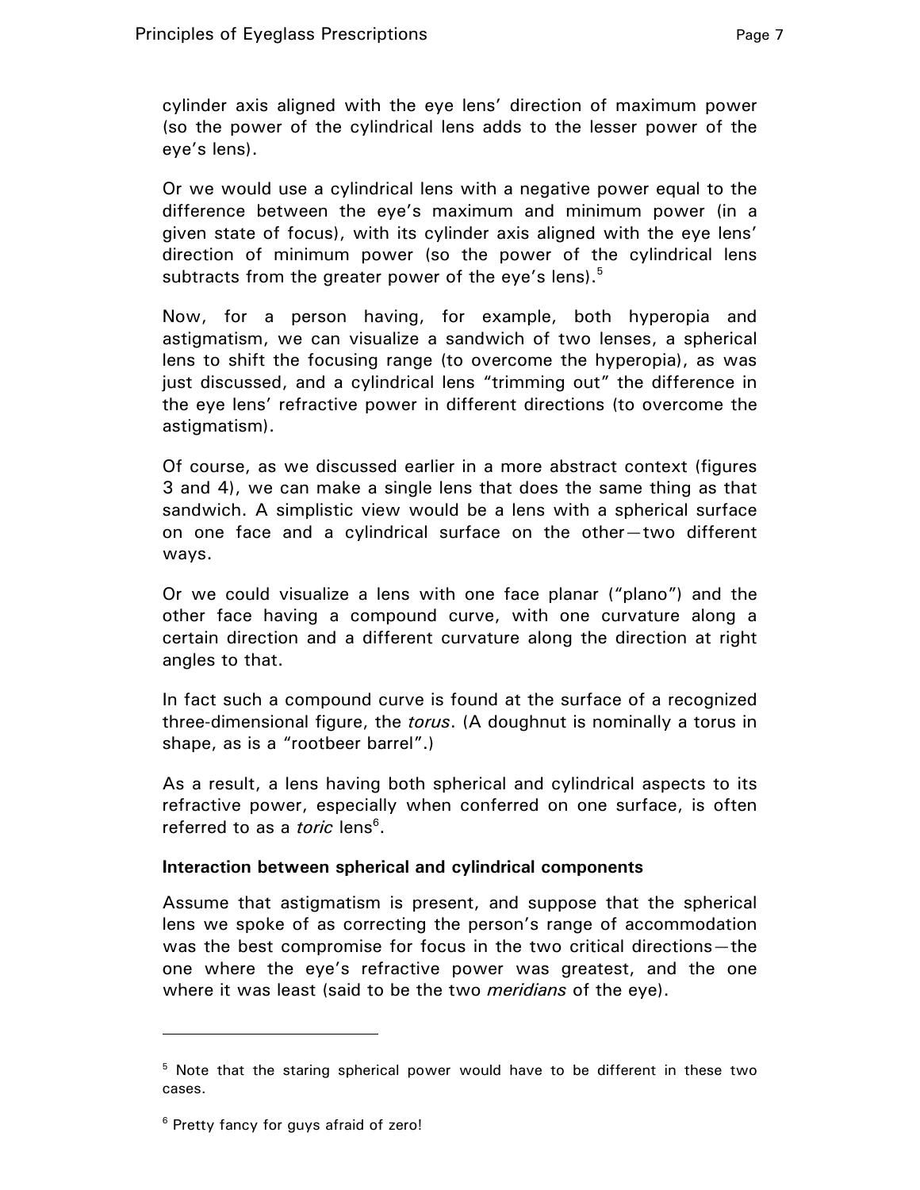cylinder axis aligned with the eye lens' direction of maximum power (so the power of the cylindrical lens adds to the lesser power of the eye's lens).

Or we would use a cylindrical lens with a negative power equal to the difference between the eye's maximum and minimum power (in a given state of focus), with its cylinder axis aligned with the eye lens' direction of minimum power (so the power of the cylindrical lens subtracts from the greater power of the eye's lens).[5]

Now, for a person having, for example, both hyperopia and astigmatism, we can visualize a sandwich of two lenses, a spherical lens to shift the focusing range (to overcome the hyperopia), as was just discussed, and a cylindrical lens "trimming out" the difference in the eye lens' refractive power in different directions (to overcome the astigmatism).

Of course, as we discussed earlier in a more abstract context (figures 3 and 4), we can make a single lens that does the same thing as that sandwich. A simplistic view would be a lens with a spherical surface on one face and a cylindrical surface on the other—two different ways.

Or we could visualize a lens with one face planar ("plano") and the other face having a compound curve, with one curvature along a certain direction and a different curvature along the direction at right angles to that.

In fact such a compound curve is found at the surface of a recognized three-dimensional figure, the *torus*. (A doughnut is nominally a torus in shape, as is a "rootbeer barrel".)

As a result, a lens having both spherical and cylindrical aspects to its refractive power, especially when conferred on one surface, is often referred to as a *toric* lens[6].

**Interaction between spherical and cylindrical components**

Assume that astigmatism is present, and suppose that the spherical lens we spoke of as correcting the person's range of accommodation was the best compromise for focus in the two critical directions—the one where the eye's refractive power was greatest, and the one where it was least (said to be the two *meridians* of the eye).

---

[5] Note that the staring spherical power would have to be different in these two cases.

[6] Pretty fancy for guys afraid of zero!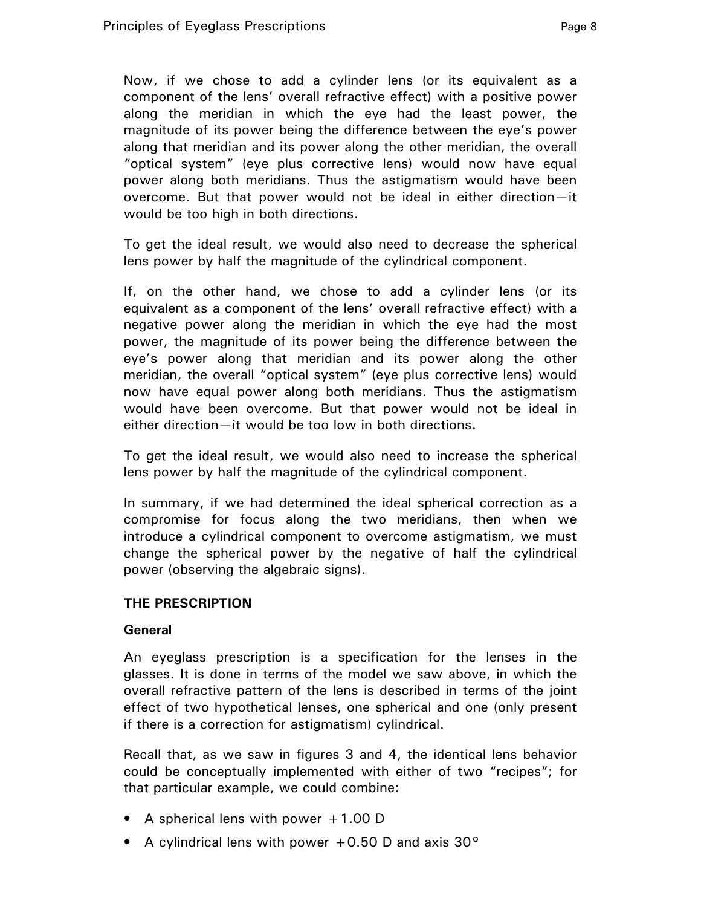Now, if we chose to add a cylinder lens (or its equivalent as a component of the lens' overall refractive effect) with a positive power along the meridian in which the eye had the least power, the magnitude of its power being the difference between the eye's power along that meridian and its power along the other meridian, the overall "optical system" (eye plus corrective lens) would now have equal power along both meridians. Thus the astigmatism would have been overcome. But that power would not be ideal in either direction—it would be too high in both directions.

To get the ideal result, we would also need to decrease the spherical lens power by half the magnitude of the cylindrical component.

If, on the other hand, we chose to add a cylinder lens (or its equivalent as a component of the lens' overall refractive effect) with a negative power along the meridian in which the eye had the most power, the magnitude of its power being the difference between the eye's power along that meridian and its power along the other meridian, the overall "optical system" (eye plus corrective lens) would now have equal power along both meridians. Thus the astigmatism would have been overcome. But that power would not be ideal in either direction—it would be too low in both directions.

To get the ideal result, we would also need to increase the spherical lens power by half the magnitude of the cylindrical component.

In summary, if we had determined the ideal spherical correction as a compromise for focus along the two meridians, then when we introduce a cylindrical component to overcome astigmatism, we must change the spherical power by the negative of half the cylindrical power (observing the algebraic signs).

## THE PRESCRIPTION

### General

An eyeglass prescription is a specification for the lenses in the glasses. It is done in terms of the model we saw above, in which the overall refractive pattern of the lens is described in terms of the joint effect of two hypothetical lenses, one spherical and one (only present if there is a correction for astigmatism) cylindrical.

Recall that, as we saw in figures 3 and 4, the identical lens behavior could be conceptually implemented with either of two "recipes"; for that particular example, we could combine:

- A spherical lens with power +1.00 D
- A cylindrical lens with power +0.50 D and axis 30°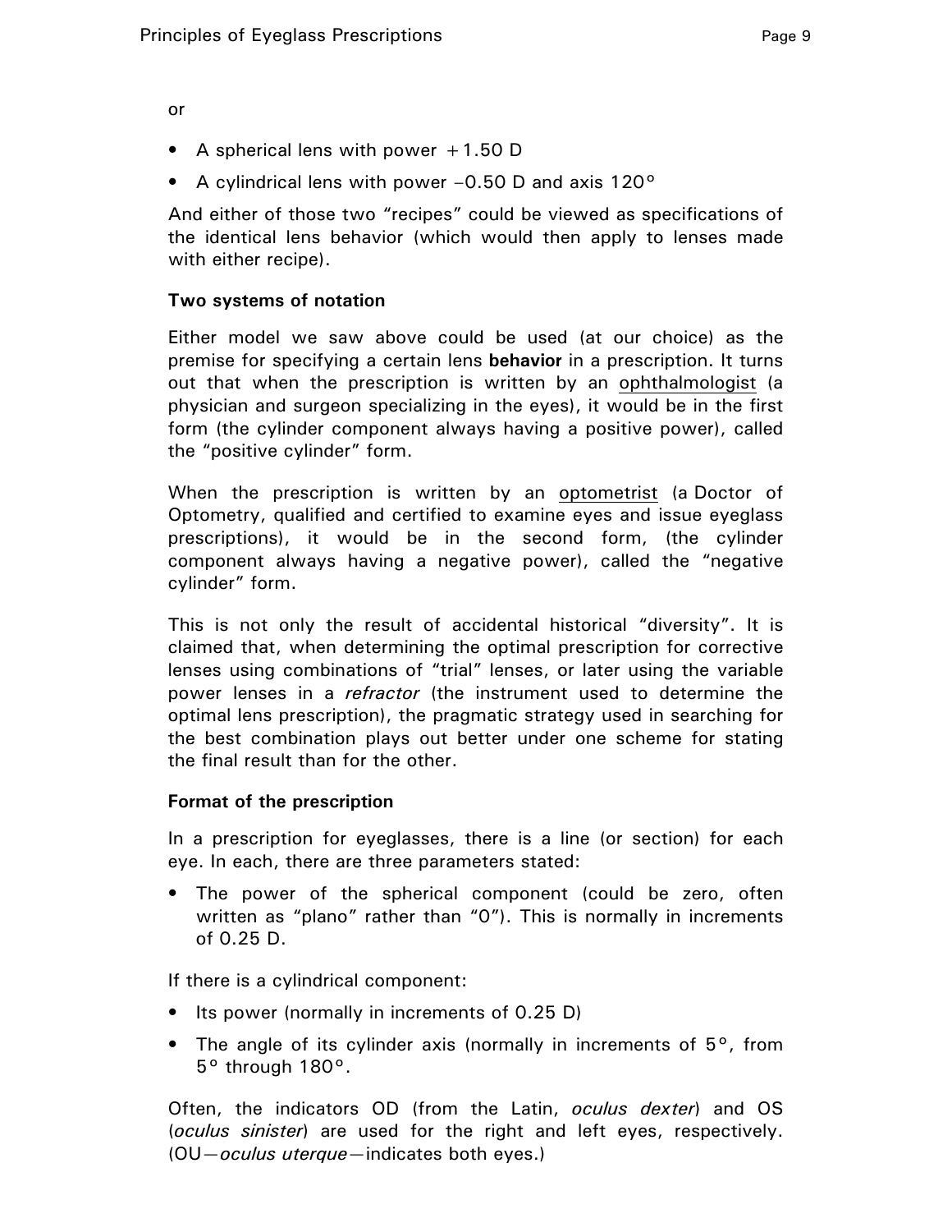or

- A spherical lens with power +1.50 D
- A cylindrical lens with power −0.50 D and axis 120°

And either of those two "recipes" could be viewed as specifications of the identical lens behavior (which would then apply to lenses made with either recipe).

**Two systems of notation**

Either model we saw above could be used (at our choice) as the premise for specifying a certain lens **behavior** in a prescription. It turns out that when the prescription is written by an ophthalmologist (a physician and surgeon specializing in the eyes), it would be in the first form (the cylinder component always having a positive power), called the "positive cylinder" form.

When the prescription is written by an optometrist (a Doctor of Optometry, qualified and certified to examine eyes and issue eyeglass prescriptions), it would be in the second form, (the cylinder component always having a negative power), called the "negative cylinder" form.

This is not only the result of accidental historical "diversity". It is claimed that, when determining the optimal prescription for corrective lenses using combinations of "trial" lenses, or later using the variable power lenses in a *refractor* (the instrument used to determine the optimal lens prescription), the pragmatic strategy used in searching for the best combination plays out better under one scheme for stating the final result than for the other.

**Format of the prescription**

In a prescription for eyeglasses, there is a line (or section) for each eye. In each, there are three parameters stated:

- The power of the spherical component (could be zero, often written as "plano" rather than "0"). This is normally in increments of 0.25 D.

If there is a cylindrical component:

- Its power (normally in increments of 0.25 D)
- The angle of its cylinder axis (normally in increments of 5°, from 5° through 180°.

Often, the indicators OD (from the Latin, *oculus dexter*) and OS (*oculus sinister*) are used for the right and left eyes, respectively. (OU—*oculus uterque*—indicates both eyes.)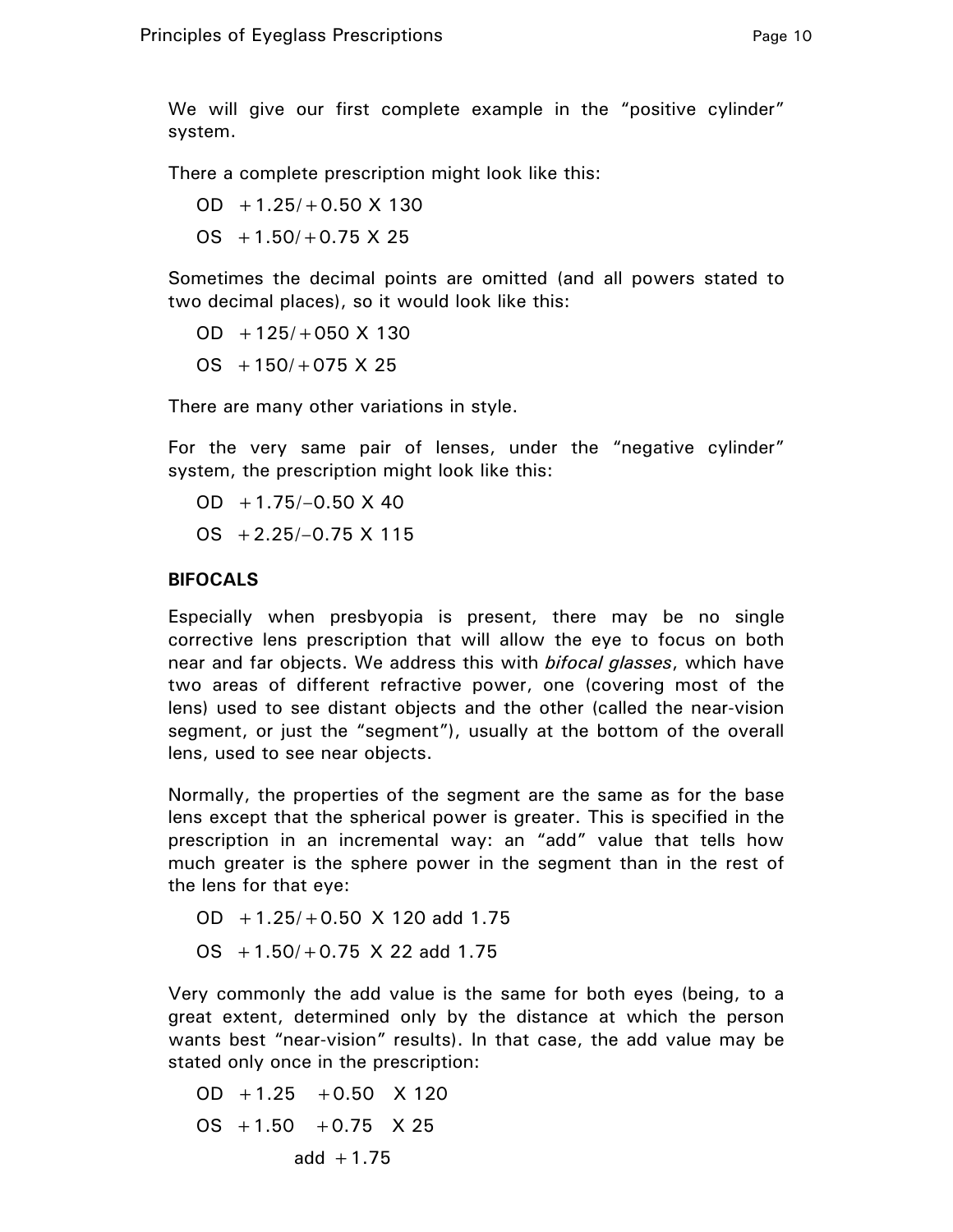We will give our first complete example in the "positive cylinder" system.

There a complete prescription might look like this:

OD +1.25/+0.50 X 130

OS +1.50/+0.75 X 25

Sometimes the decimal points are omitted (and all powers stated to two decimal places), so it would look like this:

OD +125/+050 X 130

OS +150/+075 X 25

There are many other variations in style.

For the very same pair of lenses, under the "negative cylinder" system, the prescription might look like this:

OD +1.75/–0.50 X 40

OS +2.25/–0.75 X 115

**BIFOCALS**

Especially when presbyopia is present, there may be no single corrective lens prescription that will allow the eye to focus on both near and far objects. We address this with *bifocal glasses*, which have two areas of different refractive power, one (covering most of the lens) used to see distant objects and the other (called the near-vision segment, or just the "segment"), usually at the bottom of the overall lens, used to see near objects.

Normally, the properties of the segment are the same as for the base lens except that the spherical power is greater. This is specified in the prescription in an incremental way: an "add" value that tells how much greater is the sphere power in the segment than in the rest of the lens for that eye:

OD +1.25/+0.50 X 120 add 1.75

OS +1.50/+0.75 X 22 add 1.75

Very commonly the add value is the same for both eyes (being, to a great extent, determined only by the distance at which the person wants best "near-vision" results). In that case, the add value may be stated only once in the prescription:

OD +1.25 +0.50 X 120

OS +1.50 +0.75 X 25

add +1.75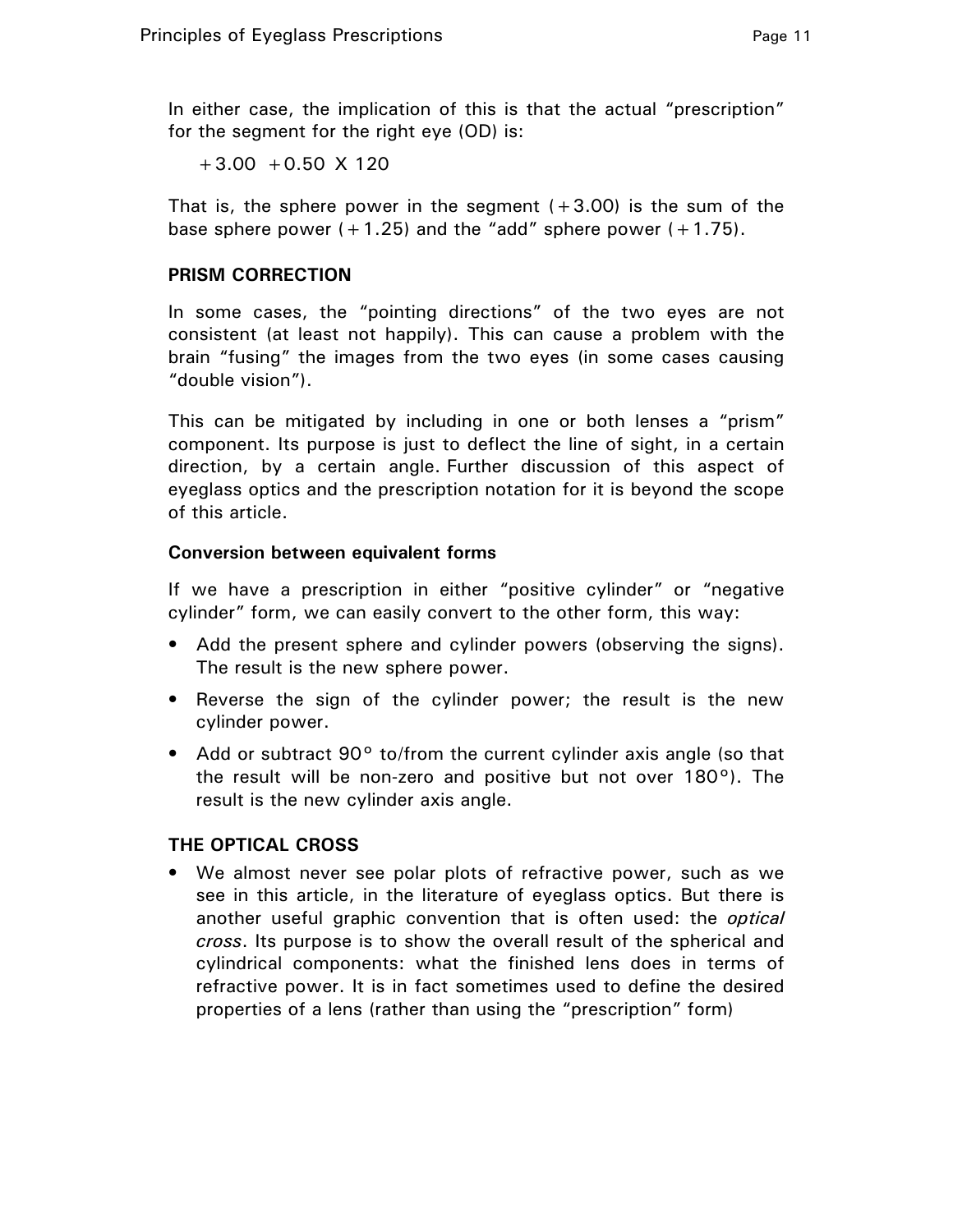In either case, the implication of this is that the actual "prescription" for the segment for the right eye (OD) is:

+3.00 +0.50 X 120

That is, the sphere power in the segment (+3.00) is the sum of the base sphere power (+1.25) and the "add" sphere power (+1.75).

## PRISM CORRECTION

In some cases, the "pointing directions" of the two eyes are not consistent (at least not happily). This can cause a problem with the brain "fusing" the images from the two eyes (in some cases causing "double vision").

This can be mitigated by including in one or both lenses a "prism" component. Its purpose is just to deflect the line of sight, in a certain direction, by a certain angle. Further discussion of this aspect of eyeglass optics and the prescription notation for it is beyond the scope of this article.

### Conversion between equivalent forms

If we have a prescription in either "positive cylinder" or "negative cylinder" form, we can easily convert to the other form, this way:

- Add the present sphere and cylinder powers (observing the signs). The result is the new sphere power.
- Reverse the sign of the cylinder power; the result is the new cylinder power.
- Add or subtract 90° to/from the current cylinder axis angle (so that the result will be non-zero and positive but not over 180°). The result is the new cylinder axis angle.

## THE OPTICAL CROSS

- We almost never see polar plots of refractive power, such as we see in this article, in the literature of eyeglass optics. But there is another useful graphic convention that is often used: the *optical cross*. Its purpose is to show the overall result of the spherical and cylindrical components: what the finished lens does in terms of refractive power. It is in fact sometimes used to define the desired properties of a lens (rather than using the "prescription" form)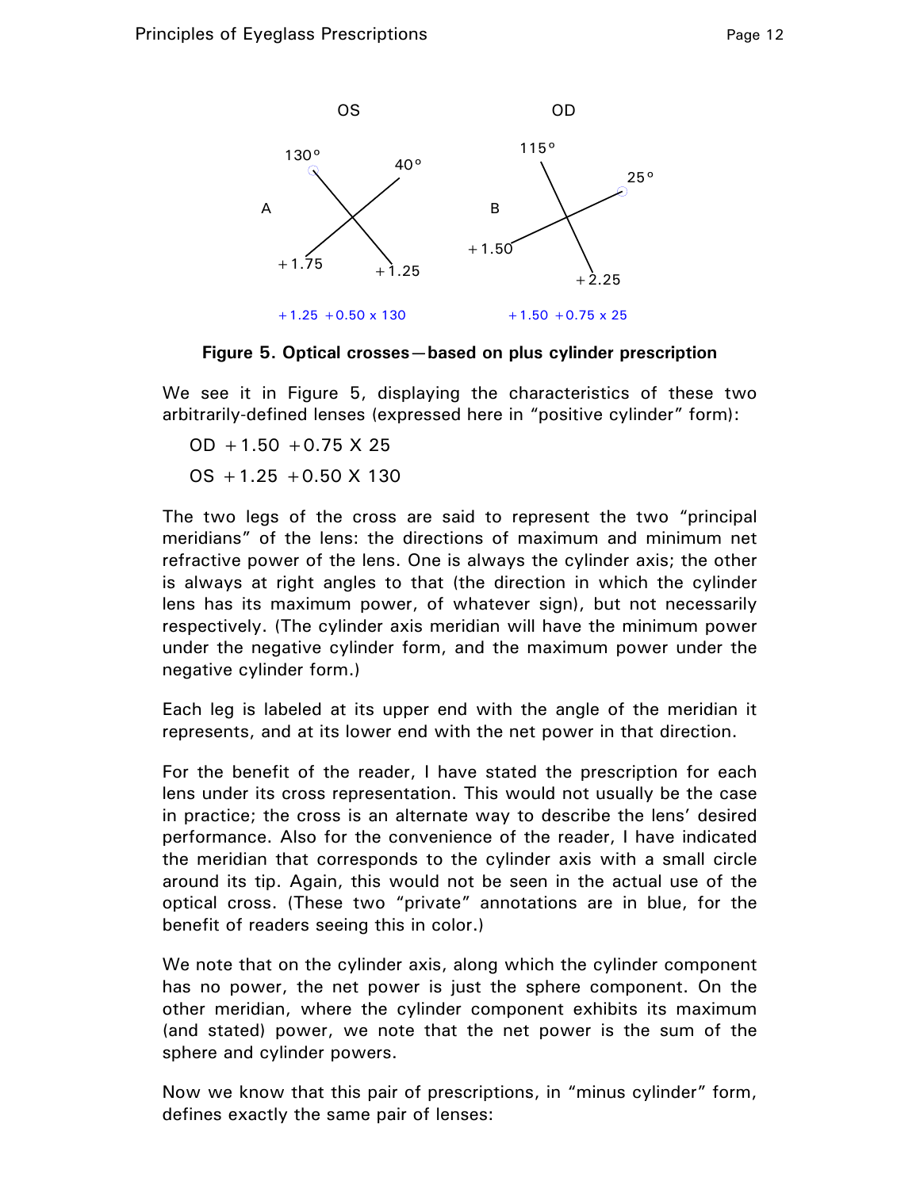OS

130°　　40°

A

+1.75　　+1.25

+1.25 +0.50 x 130

OD

115°　　25°

B

+1.50　　+2.25

+1.50 +0.75 x 25

**Figure 5. Optical crosses—based on plus cylinder prescription**

We see it in Figure 5, displaying the characteristics of these two arbitrarily-defined lenses (expressed here in "positive cylinder" form):

OD +1.50 +0.75 X 25

OS +1.25 +0.50 X 130

The two legs of the cross are said to represent the two "principal meridians" of the lens: the directions of maximum and minimum net refractive power of the lens. One is always the cylinder axis; the other is always at right angles to that (the direction in which the cylinder lens has its maximum power, of whatever sign), but not necessarily respectively. (The cylinder axis meridian will have the minimum power under the negative cylinder form, and the maximum power under the negative cylinder form.)

Each leg is labeled at its upper end with the angle of the meridian it represents, and at its lower end with the net power in that direction.

For the benefit of the reader, I have stated the prescription for each lens under its cross representation. This would not usually be the case in practice; the cross is an alternate way to describe the lens' desired performance. Also for the convenience of the reader, I have indicated the meridian that corresponds to the cylinder axis with a small circle around its tip. Again, this would not be seen in the actual use of the optical cross. (These two "private" annotations are in blue, for the benefit of readers seeing this in color.)

We note that on the cylinder axis, along which the cylinder component has no power, the net power is just the sphere component. On the other meridian, where the cylinder component exhibits its maximum (and stated) power, we note that the net power is the sum of the sphere and cylinder powers.

Now we know that this pair of prescriptions, in "minus cylinder" form, defines exactly the same pair of lenses: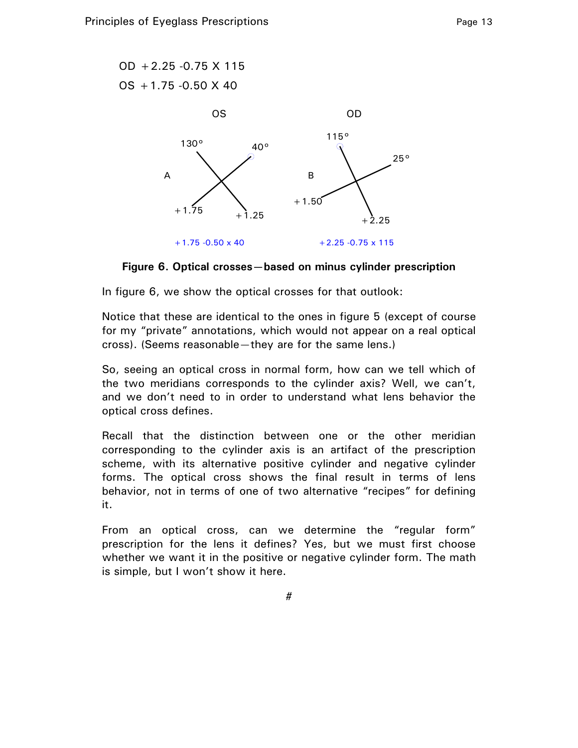OD +2.25 -0.75 X 115

OS +1.75 -0.50 X 40

OS

130°

40°

A

+1.75

+1.25

+1.75 -0.50 x 40

OD

115°

25°

B

+1.50

+2.25

+2.25 -0.75 x 115

**Figure 6. Optical crosses—based on minus cylinder prescription**

In figure 6, we show the optical crosses for that outlook:

Notice that these are identical to the ones in figure 5 (except of course for my "private" annotations, which would not appear on a real optical cross). (Seems reasonable—they are for the same lens.)

So, seeing an optical cross in normal form, how can we tell which of the two meridians corresponds to the cylinder axis? Well, we can't, and we don't need to in order to understand what lens behavior the optical cross defines.

Recall that the distinction between one or the other meridian corresponding to the cylinder axis is an artifact of the prescription scheme, with its alternative positive cylinder and negative cylinder forms. The optical cross shows the final result in terms of lens behavior, not in terms of one of two alternative "recipes" for defining it.

From an optical cross, can we determine the "regular form" prescription for the lens it defines? Yes, but we must first choose whether we want it in the positive or negative cylinder form. The math is simple, but I won't show it here.

#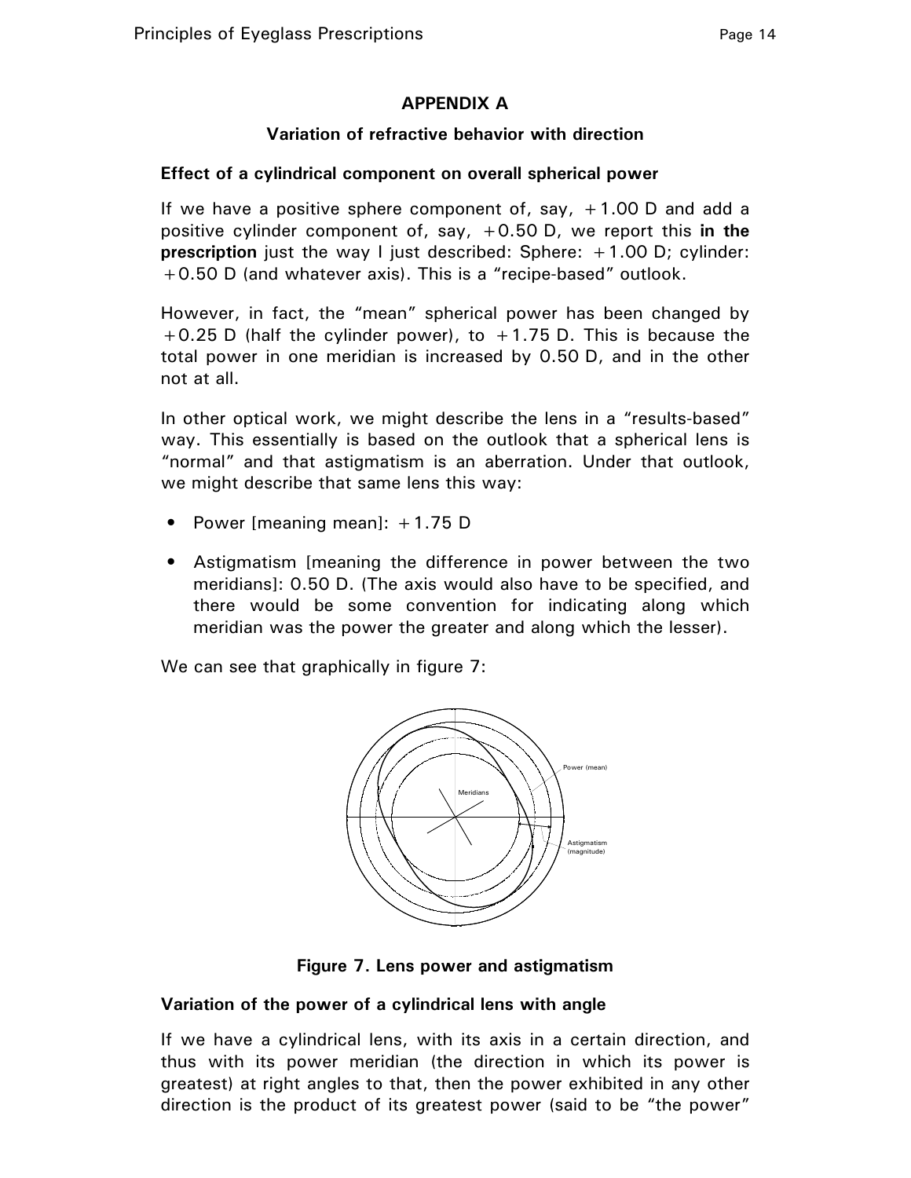## APPENDIX A

### Variation of refractive behavior with direction

**Effect of a cylindrical component on overall spherical power**

If we have a positive sphere component of, say, +1.00 D and add a positive cylinder component of, say, +0.50 D, we report this **in the prescription** just the way I just described: Sphere: +1.00 D; cylinder: +0.50 D (and whatever axis). This is a "recipe-based" outlook.

However, in fact, the "mean" spherical power has been changed by +0.25 D (half the cylinder power), to +1.75 D. This is because the total power in one meridian is increased by 0.50 D, and in the other not at all.

In other optical work, we might describe the lens in a "results-based" way. This essentially is based on the outlook that a spherical lens is "normal" and that astigmatism is an aberration. Under that outlook, we might describe that same lens this way:

- Power [meaning mean]: +1.75 D
- Astigmatism [meaning the difference in power between the two meridians]: 0.50 D. (The axis would also have to be specified, and there would be some convention for indicating along which meridian was the power the greater and along which the lesser).

We can see that graphically in figure 7:

Power (mean)

Meridians

Astigmatism (magnitude)

**Figure 7. Lens power and astigmatism**

**Variation of the power of a cylindrical lens with angle**

If we have a cylindrical lens, with its axis in a certain direction, and thus with its power meridian (the direction in which its power is greatest) at right angles to that, then the power exhibited in any other direction is the product of its greatest power (said to be "the power"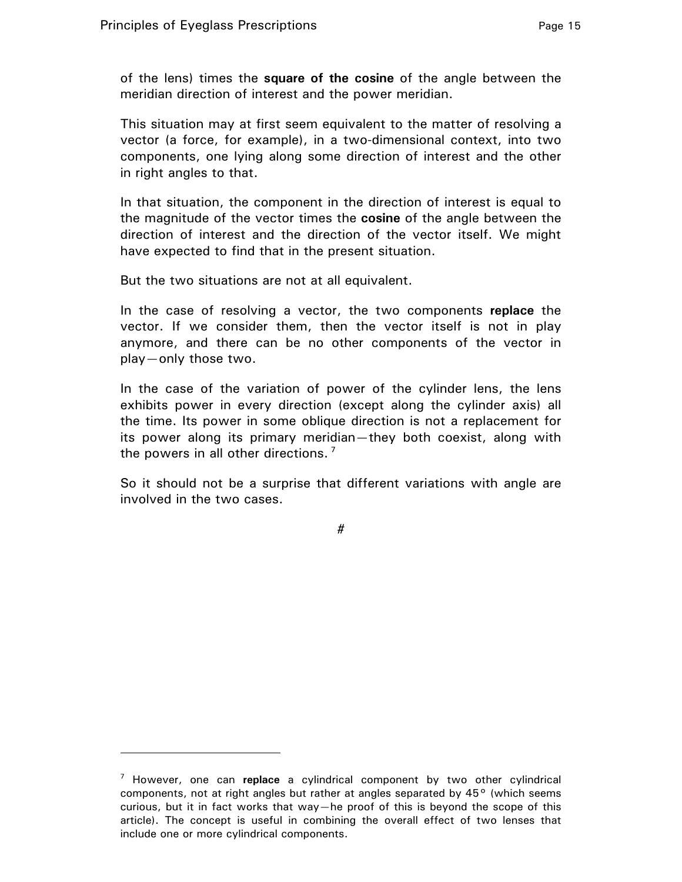of the lens) times the **square of the cosine** of the angle between the meridian direction of interest and the power meridian.

This situation may at first seem equivalent to the matter of resolving a vector (a force, for example), in a two-dimensional context, into two components, one lying along some direction of interest and the other in right angles to that.

In that situation, the component in the direction of interest is equal to the magnitude of the vector times the **cosine** of the angle between the direction of interest and the direction of the vector itself. We might have expected to find that in the present situation.

But the two situations are not at all equivalent.

In the case of resolving a vector, the two components **replace** the vector. If we consider them, then the vector itself is not in play anymore, and there can be no other components of the vector in play—only those two.

In the case of the variation of power of the cylinder lens, the lens exhibits power in every direction (except along the cylinder axis) all the time. Its power in some oblique direction is not a replacement for its power along its primary meridian—they both coexist, along with the powers in all other directions. [7]

So it should not be a surprise that different variations with angle are involved in the two cases.

#

---

[7] However, one can **replace** a cylindrical component by two other cylindrical components, not at right angles but rather at angles separated by 45° (which seems curious, but it in fact works that way—he proof of this is beyond the scope of this article). The concept is useful in combining the overall effect of two lenses that include one or more cylindrical components.